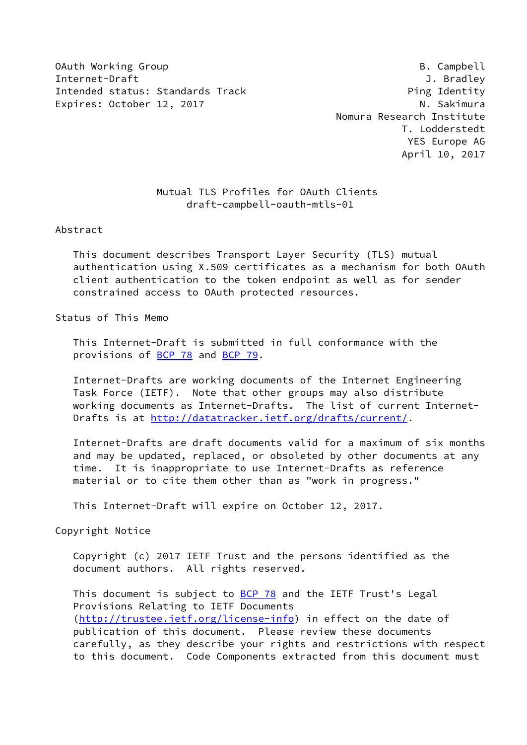OAuth Working Group                                          B. Campbell
Internet-Draft                                                J. Bradley
Intended status: Standards Track                           Ping Identity
Expires: October 12, 2017                                    N. Sakimura
                                               Nomura Research Institute
                                                          T. Lodderstedt
                                                           YES Europe AG
                                                          April 10, 2017

# Mutual TLS Profiles for OAuth Clients
draft-campbell-oauth-mtls-01

## Abstract

This document describes Transport Layer Security (TLS) mutual authentication using X.509 certificates as a mechanism for both OAuth client authentication to the token endpoint as well as for sender constrained access to OAuth protected resources.

## Status of This Memo

This Internet-Draft is submitted in full conformance with the provisions of BCP 78 and BCP 79.

Internet-Drafts are working documents of the Internet Engineering Task Force (IETF). Note that other groups may also distribute working documents as Internet-Drafts. The list of current Internet-Drafts is at http://datatracker.ietf.org/drafts/current/.

Internet-Drafts are draft documents valid for a maximum of six months and may be updated, replaced, or obsoleted by other documents at any time. It is inappropriate to use Internet-Drafts as reference material or to cite them other than as "work in progress."

This Internet-Draft will expire on October 12, 2017.

## Copyright Notice

Copyright (c) 2017 IETF Trust and the persons identified as the document authors. All rights reserved.

This document is subject to BCP 78 and the IETF Trust's Legal Provisions Relating to IETF Documents (http://trustee.ietf.org/license-info) in effect on the date of publication of this document. Please review these documents carefully, as they describe your rights and restrictions with respect to this document. Code Components extracted from this document must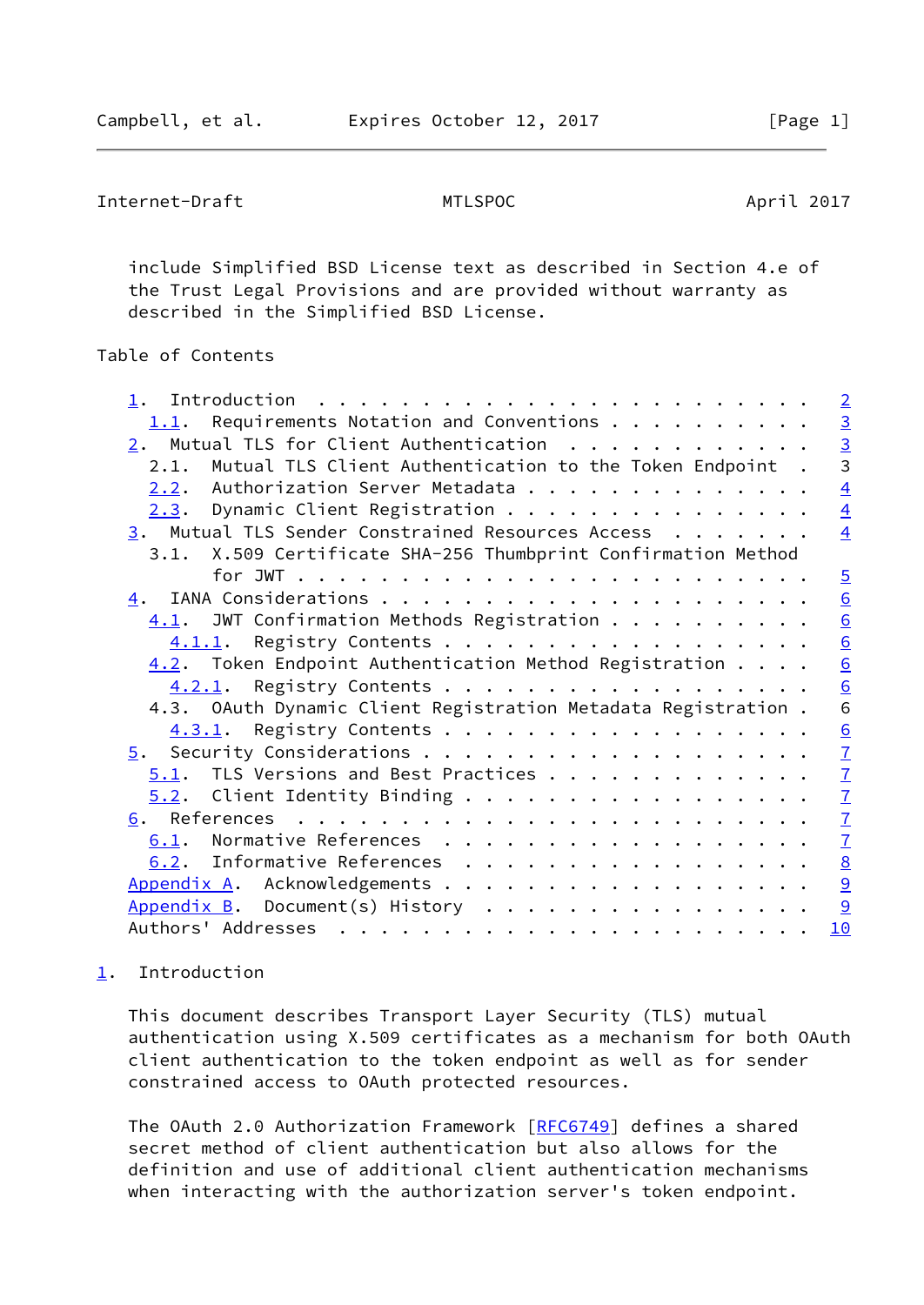include Simplified BSD License text as described in Section 4.e of the Trust Legal Provisions and are provided without warranty as described in the Simplified BSD License.

## Table of Contents

```
   1.  Introduction  . . . . . . . . . . . . . . . . . . . . . . . .   2
     1.1.  Requirements Notation and Conventions . . . . . . . . . .   3
   2.  Mutual TLS for Client Authentication  . . . . . . . . . . . .   3
     2.1.  Mutual TLS Client Authentication to the Token Endpoint  .   3
     2.2.  Authorization Server Metadata . . . . . . . . . . . . . .   4
     2.3.  Dynamic Client Registration . . . . . . . . . . . . . . .   4
   3.  Mutual TLS Sender Constrained Resources Access  . . . . . . .   4
     3.1.  X.509 Certificate SHA-256 Thumbprint Confirmation Method
           for JWT . . . . . . . . . . . . . . . . . . . . . . . . .   5
   4.  IANA Considerations . . . . . . . . . . . . . . . . . . . . .   6
     4.1.  JWT Confirmation Methods Registration . . . . . . . . . .   6
       4.1.1.  Registry Contents . . . . . . . . . . . . . . . . . .   6
     4.2.  Token Endpoint Authentication Method Registration . . . .   6
       4.2.1.  Registry Contents . . . . . . . . . . . . . . . . . .   6
     4.3.  OAuth Dynamic Client Registration Metadata Registration .   6
       4.3.1.  Registry Contents . . . . . . . . . . . . . . . . . .   6
   5.  Security Considerations . . . . . . . . . . . . . . . . . . .   7
     5.1.  TLS Versions and Best Practices . . . . . . . . . . . . .   7
     5.2.  Client Identity Binding . . . . . . . . . . . . . . . . .   7
   6.  References  . . . . . . . . . . . . . . . . . . . . . . . . .   7
     6.1.  Normative References  . . . . . . . . . . . . . . . . . .   7
     6.2.  Informative References  . . . . . . . . . . . . . . . . .   8
   Appendix A.  Acknowledgements . . . . . . . . . . . . . . . . . .   9
   Appendix B.  Document(s) History  . . . . . . . . . . . . . . . .   9
   Authors' Addresses  . . . . . . . . . . . . . . . . . . . . . . .  10
```

## 1. Introduction

This document describes Transport Layer Security (TLS) mutual authentication using X.509 certificates as a mechanism for both OAuth client authentication to the token endpoint as well as for sender constrained access to OAuth protected resources.

The OAuth 2.0 Authorization Framework [RFC6749] defines a shared secret method of client authentication but also allows for the definition and use of additional client authentication mechanisms when interacting with the authorization server's token endpoint.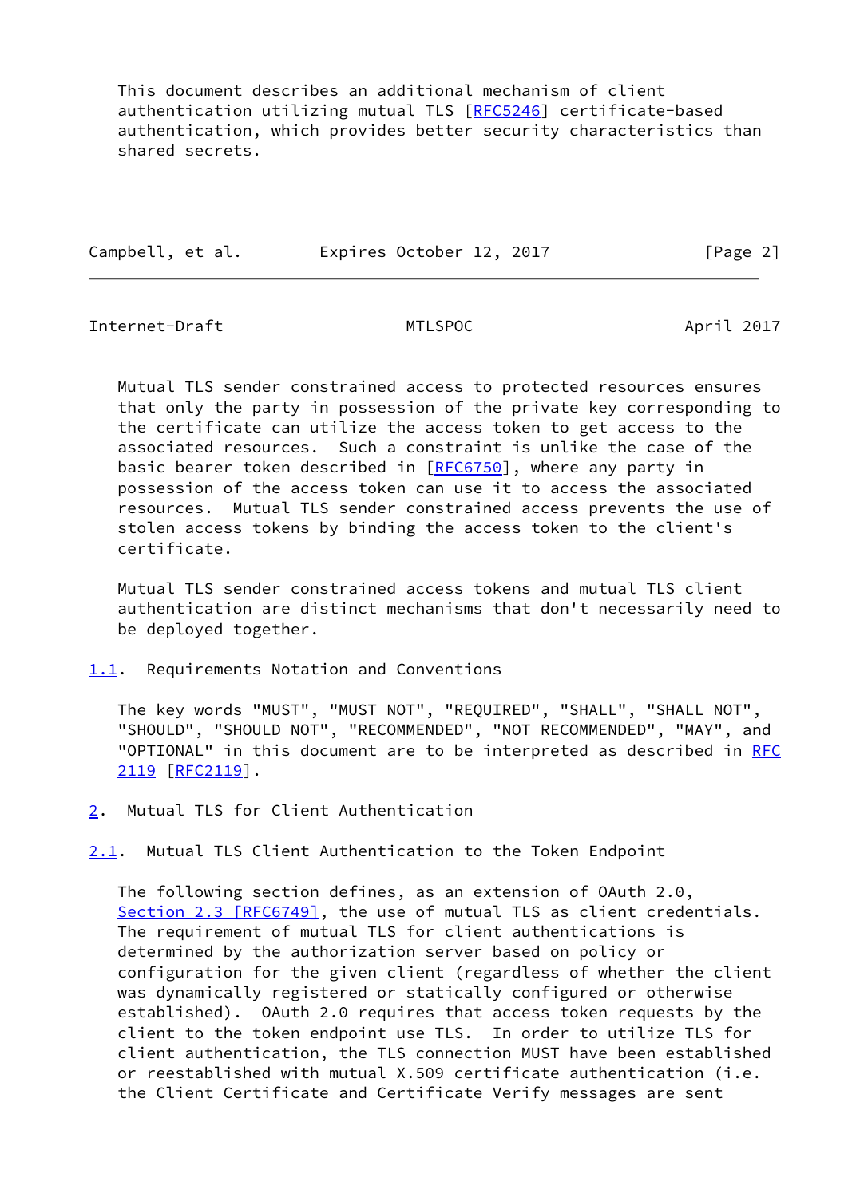This document describes an additional mechanism of client authentication utilizing mutual TLS [RFC5246] certificate-based authentication, which provides better security characteristics than shared secrets.

Mutual TLS sender constrained access to protected resources ensures that only the party in possession of the private key corresponding to the certificate can utilize the access token to get access to the associated resources. Such a constraint is unlike the case of the basic bearer token described in [RFC6750], where any party in possession of the access token can use it to access the associated resources. Mutual TLS sender constrained access prevents the use of stolen access tokens by binding the access token to the client's certificate.

Mutual TLS sender constrained access tokens and mutual TLS client authentication are distinct mechanisms that don't necessarily need to be deployed together.

### 1.1. Requirements Notation and Conventions

The key words "MUST", "MUST NOT", "REQUIRED", "SHALL", "SHALL NOT", "SHOULD", "SHOULD NOT", "RECOMMENDED", "NOT RECOMMENDED", "MAY", and "OPTIONAL" in this document are to be interpreted as described in RFC 2119 [RFC2119].

## 2. Mutual TLS for Client Authentication

### 2.1. Mutual TLS Client Authentication to the Token Endpoint

The following section defines, as an extension of OAuth 2.0, Section 2.3 [RFC6749], the use of mutual TLS as client credentials. The requirement of mutual TLS for client authentications is determined by the authorization server based on policy or configuration for the given client (regardless of whether the client was dynamically registered or statically configured or otherwise established). OAuth 2.0 requires that access token requests by the client to the token endpoint use TLS. In order to utilize TLS for client authentication, the TLS connection MUST have been established or reestablished with mutual X.509 certificate authentication (i.e. the Client Certificate and Certificate Verify messages are sent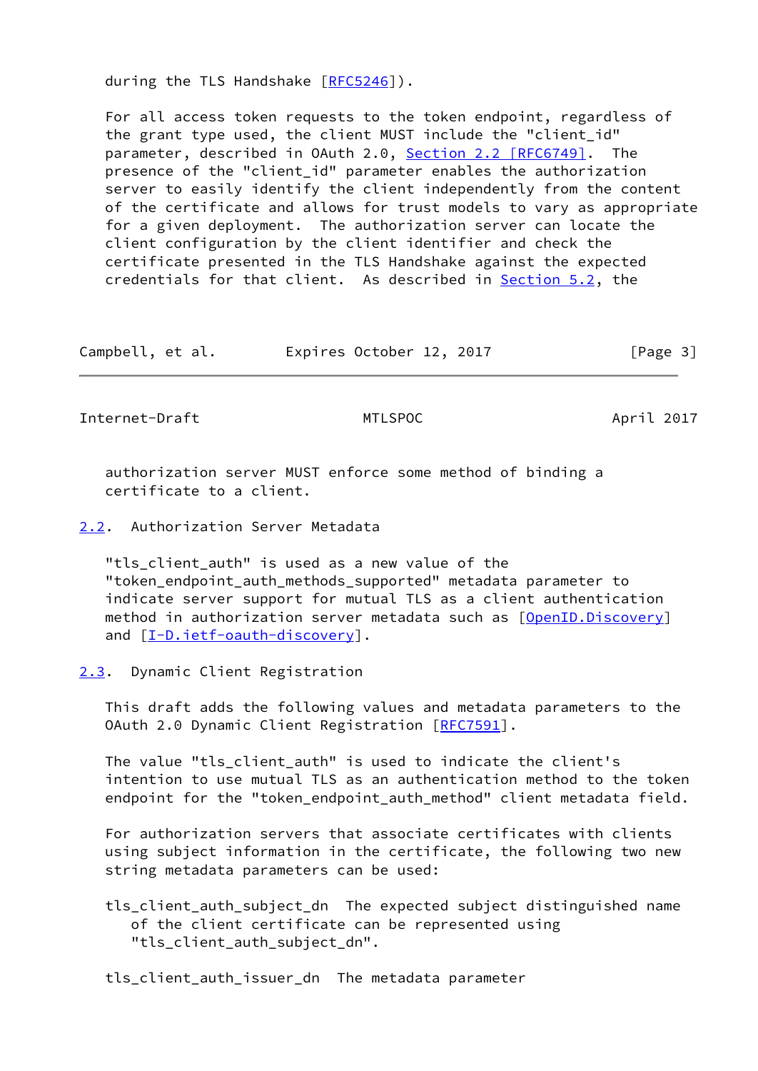during the TLS Handshake [RFC5246]).

For all access token requests to the token endpoint, regardless of the grant type used, the client MUST include the "client_id" parameter, described in OAuth 2.0, Section 2.2 [RFC6749]. The presence of the "client_id" parameter enables the authorization server to easily identify the client independently from the content of the certificate and allows for trust models to vary as appropriate for a given deployment. The authorization server can locate the client configuration by the client identifier and check the certificate presented in the TLS Handshake against the expected credentials for that client. As described in Section 5.2, the authorization server MUST enforce some method of binding a certificate to a client.

## 2.2. Authorization Server Metadata

"tls_client_auth" is used as a new value of the "token_endpoint_auth_methods_supported" metadata parameter to indicate server support for mutual TLS as a client authentication method in authorization server metadata such as [OpenID.Discovery] and [I-D.ietf-oauth-discovery].

## 2.3. Dynamic Client Registration

This draft adds the following values and metadata parameters to the OAuth 2.0 Dynamic Client Registration [RFC7591].

The value "tls_client_auth" is used to indicate the client's intention to use mutual TLS as an authentication method to the token endpoint for the "token_endpoint_auth_method" client metadata field.

For authorization servers that associate certificates with clients using subject information in the certificate, the following two new string metadata parameters can be used:

tls_client_auth_subject_dn  The expected subject distinguished name of the client certificate can be represented using "tls_client_auth_subject_dn".

tls_client_auth_issuer_dn  The metadata parameter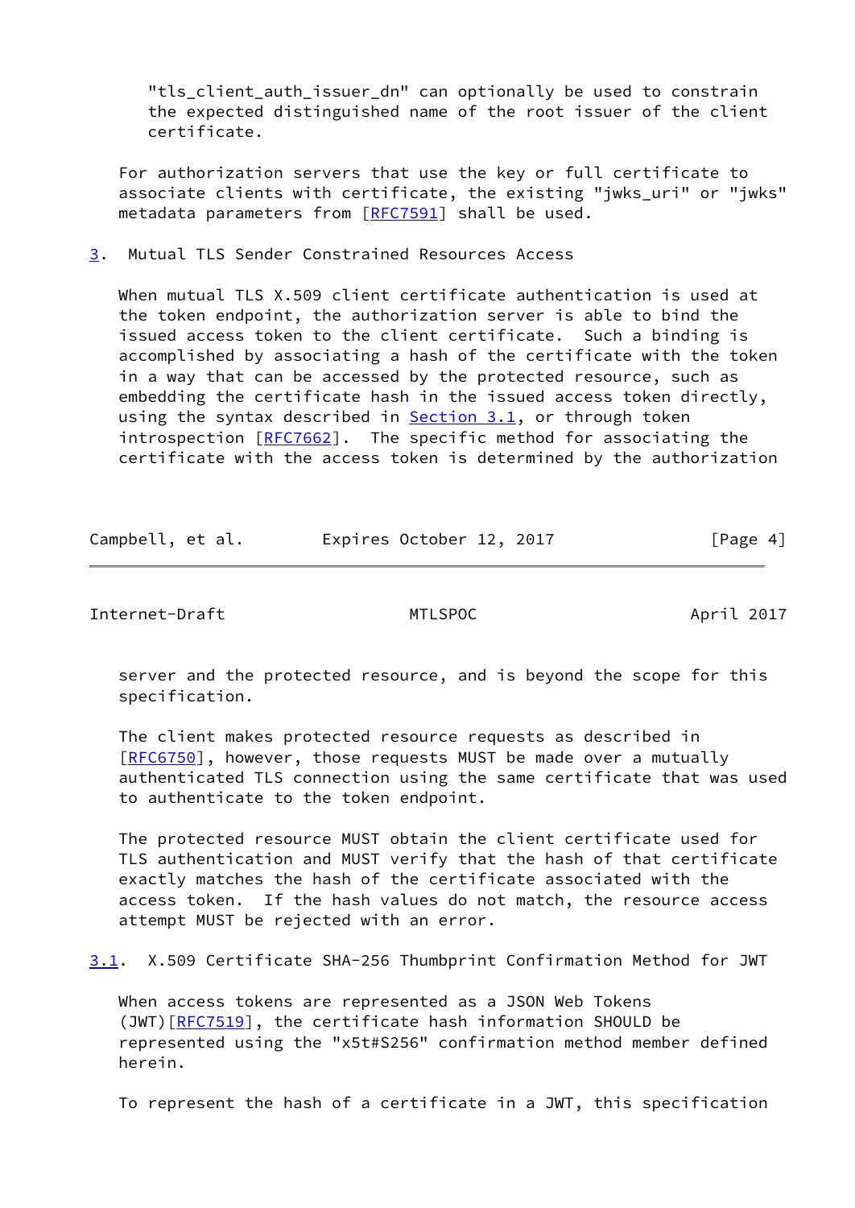"tls_client_auth_issuer_dn" can optionally be used to constrain the expected distinguished name of the root issuer of the client certificate.

For authorization servers that use the key or full certificate to associate clients with certificate, the existing "jwks_uri" or "jwks" metadata parameters from [RFC7591] shall be used.

## 3. Mutual TLS Sender Constrained Resources Access

When mutual TLS X.509 client certificate authentication is used at the token endpoint, the authorization server is able to bind the issued access token to the client certificate. Such a binding is accomplished by associating a hash of the certificate with the token in a way that can be accessed by the protected resource, such as embedding the certificate hash in the issued access token directly, using the syntax described in Section 3.1, or through token introspection [RFC7662]. The specific method for associating the certificate with the access token is determined by the authorization server and the protected resource, and is beyond the scope for this specification.

The client makes protected resource requests as described in [RFC6750], however, those requests MUST be made over a mutually authenticated TLS connection using the same certificate that was used to authenticate to the token endpoint.

The protected resource MUST obtain the client certificate used for TLS authentication and MUST verify that the hash of that certificate exactly matches the hash of the certificate associated with the access token. If the hash values do not match, the resource access attempt MUST be rejected with an error.

### 3.1. X.509 Certificate SHA-256 Thumbprint Confirmation Method for JWT

When access tokens are represented as a JSON Web Tokens (JWT)[RFC7519], the certificate hash information SHOULD be represented using the "x5t#S256" confirmation method member defined herein.

To represent the hash of a certificate in a JWT, this specification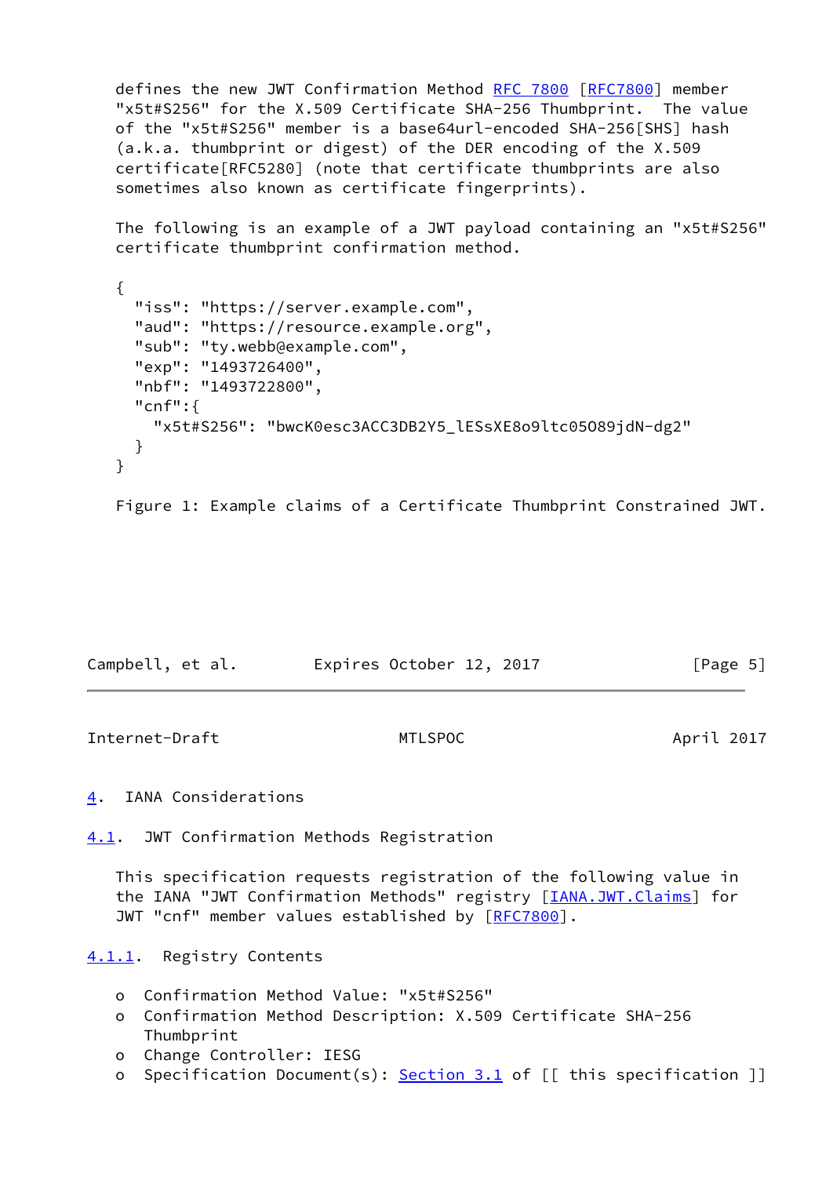defines the new JWT Confirmation Method RFC 7800 [RFC7800] member "x5t#S256" for the X.509 Certificate SHA-256 Thumbprint. The value of the "x5t#S256" member is a base64url-encoded SHA-256[SHS] hash (a.k.a. thumbprint or digest) of the DER encoding of the X.509 certificate[RFC5280] (note that certificate thumbprints are also sometimes also known as certificate fingerprints).

The following is an example of a JWT payload containing an "x5t#S256" certificate thumbprint confirmation method.

```
{
  "iss": "https://server.example.com",
  "aud": "https://resource.example.org",
  "sub": "ty.webb@example.com",
  "exp": "1493726400",
  "nbf": "1493722800",
  "cnf":{
    "x5t#S256": "bwcK0esc3ACC3DB2Y5_lESsXE8o9ltc05O89jdN-dg2"
  }
}
```

Figure 1: Example claims of a Certificate Thumbprint Constrained JWT.

## 4. IANA Considerations

### 4.1. JWT Confirmation Methods Registration

This specification requests registration of the following value in the IANA "JWT Confirmation Methods" registry [IANA.JWT.Claims] for JWT "cnf" member values established by [RFC7800].

#### 4.1.1. Registry Contents

- Confirmation Method Value: "x5t#S256"
- Confirmation Method Description: X.509 Certificate SHA-256 Thumbprint
- Change Controller: IESG
- Specification Document(s): Section 3.1 of [[ this specification ]]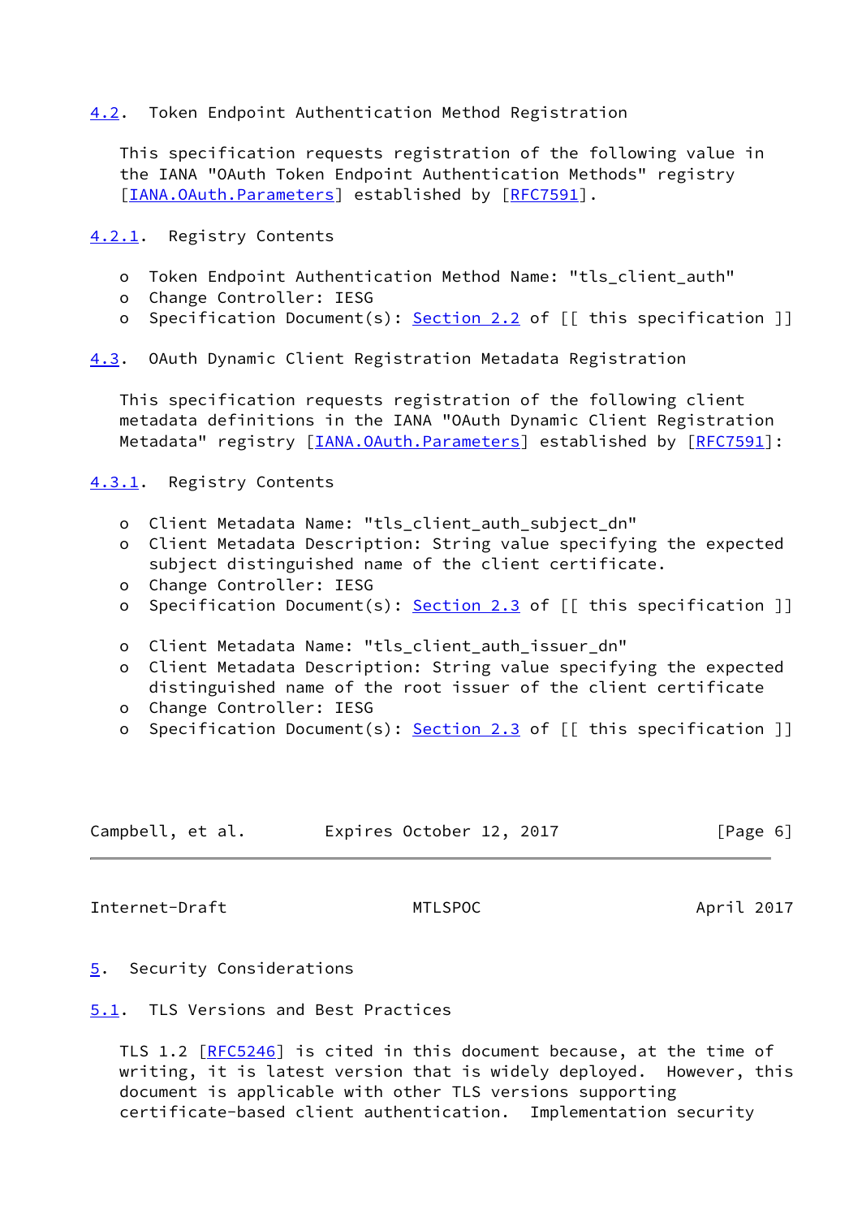## 4.2. Token Endpoint Authentication Method Registration

This specification requests registration of the following value in the IANA "OAuth Token Endpoint Authentication Methods" registry [IANA.OAuth.Parameters] established by [RFC7591].

### 4.2.1. Registry Contents

- Token Endpoint Authentication Method Name: "tls_client_auth"
- Change Controller: IESG
- Specification Document(s): Section 2.2 of [[ this specification ]]

## 4.3. OAuth Dynamic Client Registration Metadata Registration

This specification requests registration of the following client metadata definitions in the IANA "OAuth Dynamic Client Registration Metadata" registry [IANA.OAuth.Parameters] established by [RFC7591]:

### 4.3.1. Registry Contents

- Client Metadata Name: "tls_client_auth_subject_dn"
- Client Metadata Description: String value specifying the expected subject distinguished name of the client certificate.
- Change Controller: IESG
- Specification Document(s): Section 2.3 of [[ this specification ]]

- Client Metadata Name: "tls_client_auth_issuer_dn"
- Client Metadata Description: String value specifying the expected distinguished name of the root issuer of the client certificate
- Change Controller: IESG
- Specification Document(s): Section 2.3 of [[ this specification ]]

# 5. Security Considerations

## 5.1. TLS Versions and Best Practices

TLS 1.2 [RFC5246] is cited in this document because, at the time of writing, it is latest version that is widely deployed. However, this document is applicable with other TLS versions supporting certificate-based client authentication. Implementation security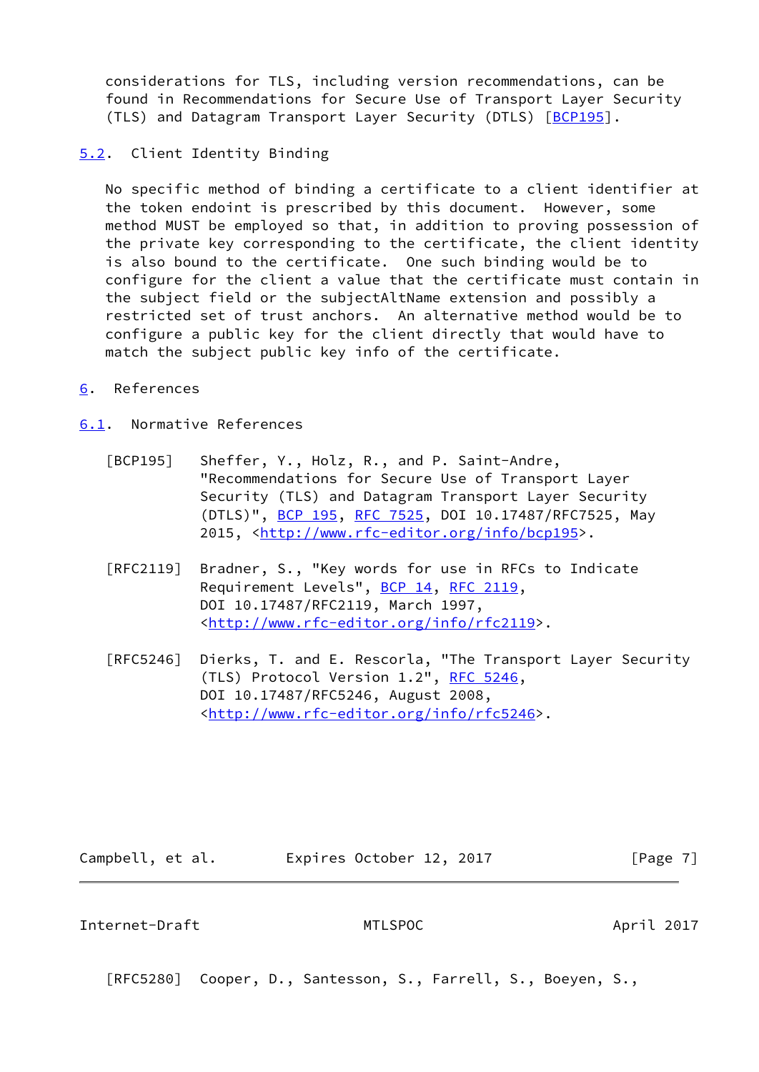considerations for TLS, including version recommendations, can be found in Recommendations for Secure Use of Transport Layer Security (TLS) and Datagram Transport Layer Security (DTLS) [BCP195].

### 5.2. Client Identity Binding

No specific method of binding a certificate to a client identifier at the token endoint is prescribed by this document. However, some method MUST be employed so that, in addition to proving possession of the private key corresponding to the certificate, the client identity is also bound to the certificate. One such binding would be to configure for the client a value that the certificate must contain in the subject field or the subjectAltName extension and possibly a restricted set of trust anchors. An alternative method would be to configure a public key for the client directly that would have to match the subject public key info of the certificate.

## 6. References

### 6.1. Normative References

[BCP195] Sheffer, Y., Holz, R., and P. Saint-Andre, "Recommendations for Secure Use of Transport Layer Security (TLS) and Datagram Transport Layer Security (DTLS)", BCP 195, RFC 7525, DOI 10.17487/RFC7525, May 2015, <http://www.rfc-editor.org/info/bcp195>.

[RFC2119] Bradner, S., "Key words for use in RFCs to Indicate Requirement Levels", BCP 14, RFC 2119, DOI 10.17487/RFC2119, March 1997, <http://www.rfc-editor.org/info/rfc2119>.

[RFC5246] Dierks, T. and E. Rescorla, "The Transport Layer Security (TLS) Protocol Version 1.2", RFC 5246, DOI 10.17487/RFC5246, August 2008, <http://www.rfc-editor.org/info/rfc5246>.

[RFC5280] Cooper, D., Santesson, S., Farrell, S., Boeyen, S.,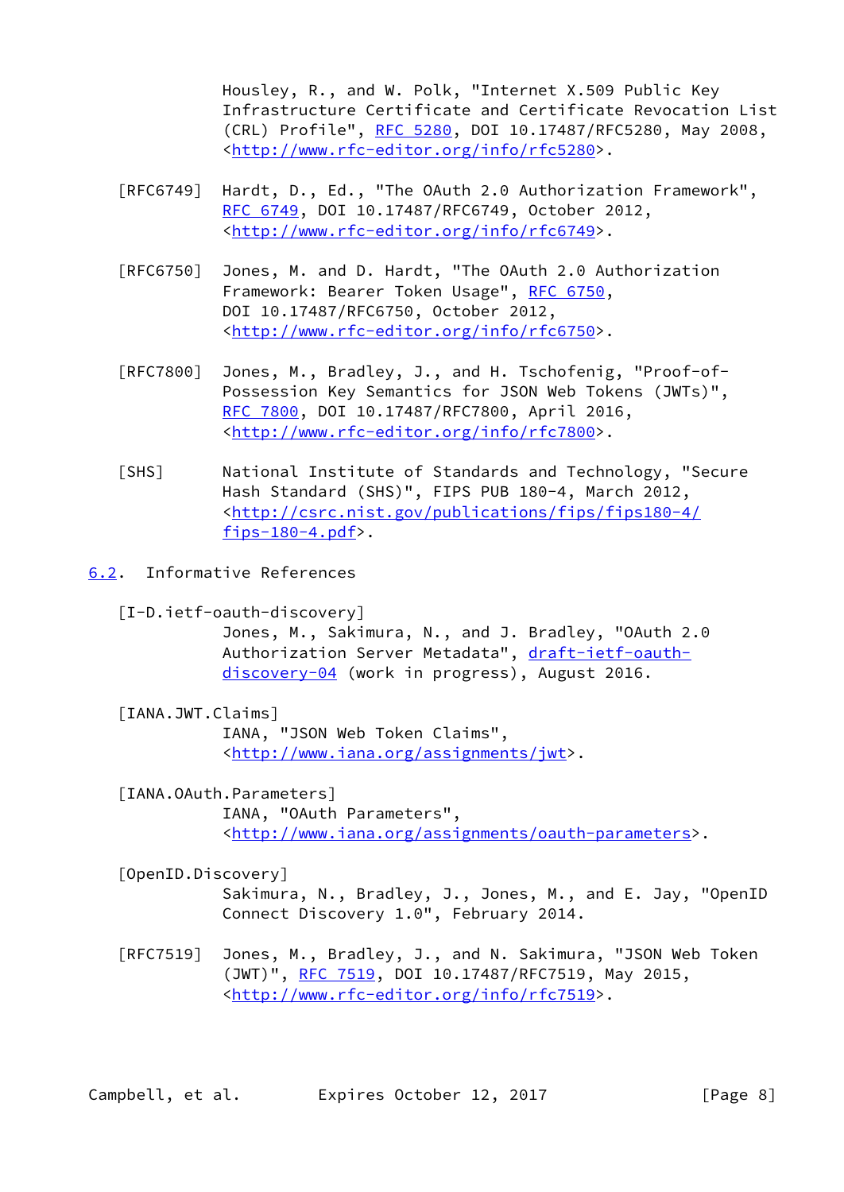Housley, R., and W. Polk, "Internet X.509 Public Key Infrastructure Certificate and Certificate Revocation List (CRL) Profile", RFC 5280, DOI 10.17487/RFC5280, May 2008, <http://www.rfc-editor.org/info/rfc5280>.

[RFC6749] Hardt, D., Ed., "The OAuth 2.0 Authorization Framework", RFC 6749, DOI 10.17487/RFC6749, October 2012, <http://www.rfc-editor.org/info/rfc6749>.

[RFC6750] Jones, M. and D. Hardt, "The OAuth 2.0 Authorization Framework: Bearer Token Usage", RFC 6750, DOI 10.17487/RFC6750, October 2012, <http://www.rfc-editor.org/info/rfc6750>.

[RFC7800] Jones, M., Bradley, J., and H. Tschofenig, "Proof-of-Possession Key Semantics for JSON Web Tokens (JWTs)", RFC 7800, DOI 10.17487/RFC7800, April 2016, <http://www.rfc-editor.org/info/rfc7800>.

[SHS] National Institute of Standards and Technology, "Secure Hash Standard (SHS)", FIPS PUB 180-4, March 2012, <http://csrc.nist.gov/publications/fips/fips180-4/fips-180-4.pdf>.

## 6.2. Informative References

[I-D.ietf-oauth-discovery] Jones, M., Sakimura, N., and J. Bradley, "OAuth 2.0 Authorization Server Metadata", draft-ietf-oauth-discovery-04 (work in progress), August 2016.

[IANA.JWT.Claims] IANA, "JSON Web Token Claims", <http://www.iana.org/assignments/jwt>.

[IANA.OAuth.Parameters] IANA, "OAuth Parameters", <http://www.iana.org/assignments/oauth-parameters>.

[OpenID.Discovery] Sakimura, N., Bradley, J., Jones, M., and E. Jay, "OpenID Connect Discovery 1.0", February 2014.

[RFC7519] Jones, M., Bradley, J., and N. Sakimura, "JSON Web Token (JWT)", RFC 7519, DOI 10.17487/RFC7519, May 2015, <http://www.rfc-editor.org/info/rfc7519>.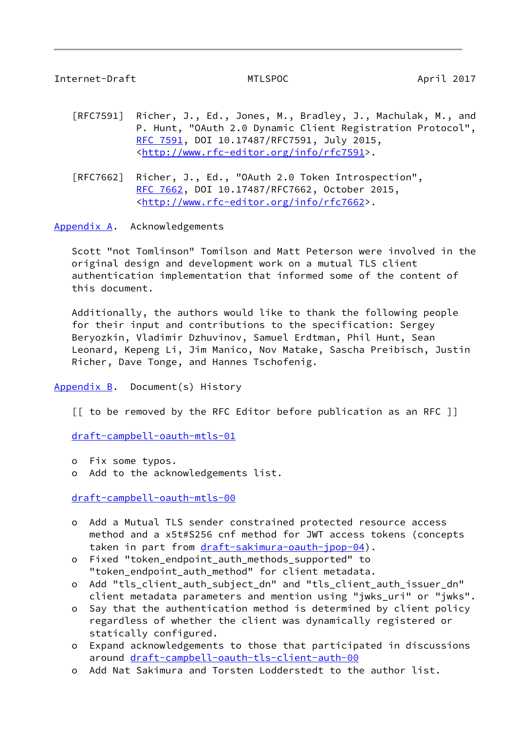[RFC7591] Richer, J., Ed., Jones, M., Bradley, J., Machulak, M., and P. Hunt, "OAuth 2.0 Dynamic Client Registration Protocol", RFC 7591, DOI 10.17487/RFC7591, July 2015, <http://www.rfc-editor.org/info/rfc7591>.

[RFC7662] Richer, J., Ed., "OAuth 2.0 Token Introspection", RFC 7662, DOI 10.17487/RFC7662, October 2015, <http://www.rfc-editor.org/info/rfc7662>.

## Appendix A. Acknowledgements

Scott "not Tomlinson" Tomilson and Matt Peterson were involved in the original design and development work on a mutual TLS client authentication implementation that informed some of the content of this document.

Additionally, the authors would like to thank the following people for their input and contributions to the specification: Sergey Beryozkin, Vladimir Dzhuvinov, Samuel Erdtman, Phil Hunt, Sean Leonard, Kepeng Li, Jim Manico, Nov Matake, Sascha Preibisch, Justin Richer, Dave Tonge, and Hannes Tschofenig.

## Appendix B. Document(s) History

[[ to be removed by the RFC Editor before publication as an RFC ]]

draft-campbell-oauth-mtls-01

- Fix some typos.
- Add to the acknowledgements list.

draft-campbell-oauth-mtls-00

- Add a Mutual TLS sender constrained protected resource access method and a x5t#S256 cnf method for JWT access tokens (concepts taken in part from draft-sakimura-oauth-jpop-04).
- Fixed "token_endpoint_auth_methods_supported" to "token_endpoint_auth_method" for client metadata.
- Add "tls_client_auth_subject_dn" and "tls_client_auth_issuer_dn" client metadata parameters and mention using "jwks_uri" or "jwks".
- Say that the authentication method is determined by client policy regardless of whether the client was dynamically registered or statically configured.
- Expand acknowledgements to those that participated in discussions around draft-campbell-oauth-tls-client-auth-00
- Add Nat Sakimura and Torsten Lodderstedt to the author list.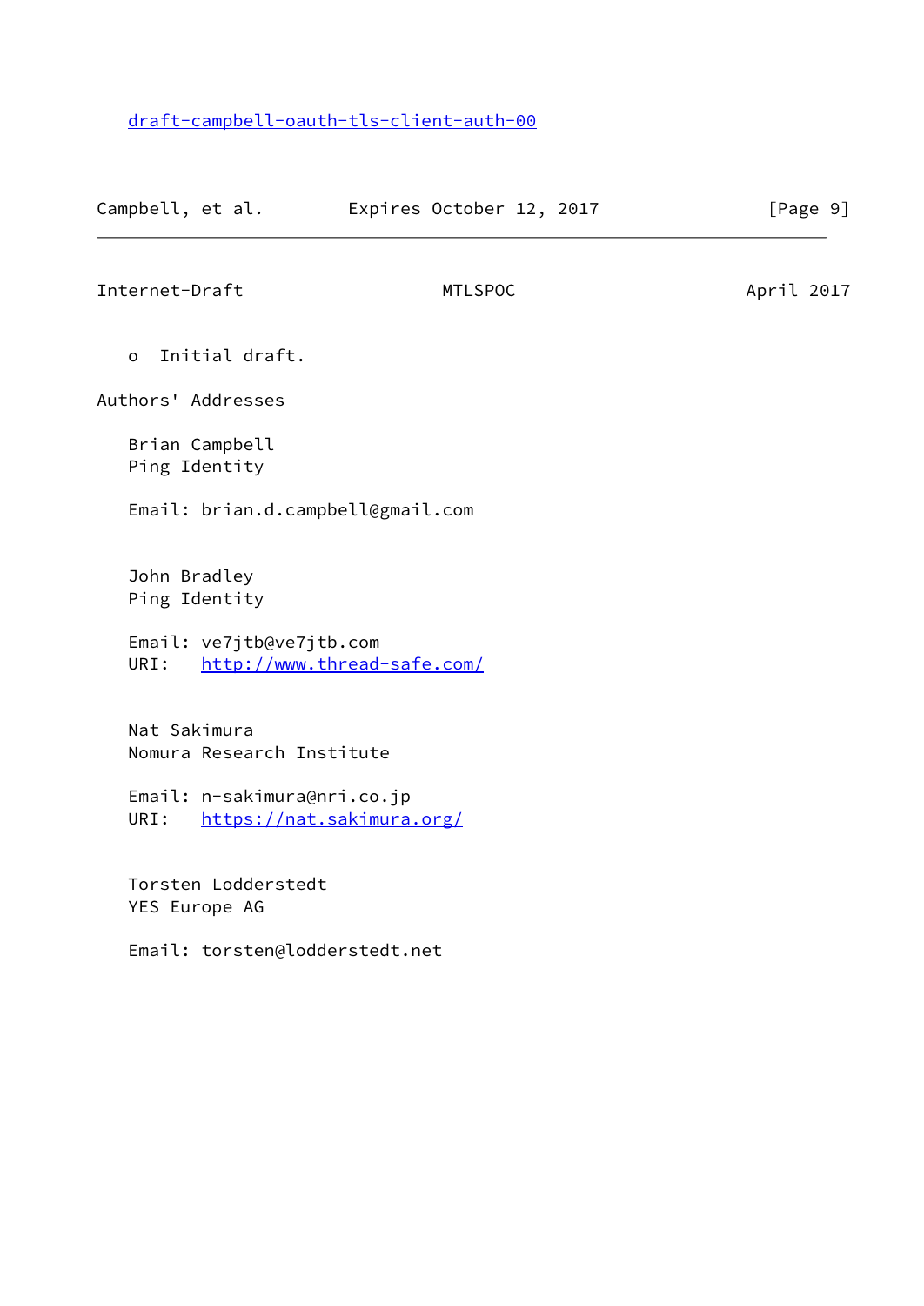draft-campbell-oauth-tls-client-auth-00

o  Initial draft.

## Authors' Addresses

Brian Campbell
Ping Identity

Email: brian.d.campbell@gmail.com

John Bradley
Ping Identity

Email: ve7jtb@ve7jtb.com
URI:   http://www.thread-safe.com/

Nat Sakimura
Nomura Research Institute

Email: n-sakimura@nri.co.jp
URI:   https://nat.sakimura.org/

Torsten Lodderstedt
YES Europe AG

Email: torsten@lodderstedt.net